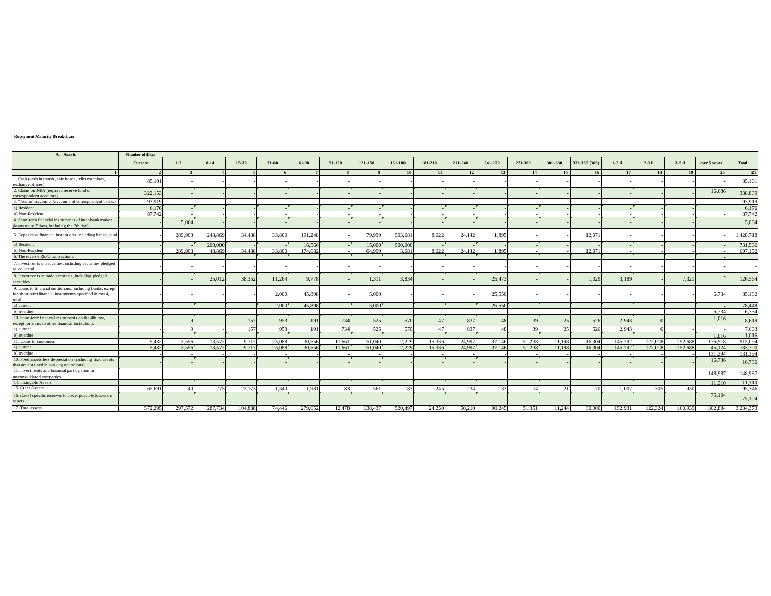**Repayment Maturity Breakdown**

| A. Assets | Number of Days | | | | | | | | | | | | | | | | | | | |
|---|---|---|---|---|---|---|---|---|---|---|---|---|---|---|---|---|---|---|---|---|
| | Current | 1-7 | 8-14 | 15-30 | 31-60 | 61-90 | 91-120 | 121-150 | 151-180 | 181-210 | 211-240 | 241-270 | 271-300 | 301-330 | 331-365 (366) | 1-2 il | 2-3 il | 3-5 il | over 5 years | Total |
| 1 | 2 | 3 | 4 | 5 | 6 | 7 | 8 | 9 | 10 | 11 | 12 | 13 | 14 | 15 | 16 | 17 | 18 | 19 | 20 | 21 |
| 1. Cash (cash in transit, safe boxes, teller machines, exchange offices) | 85,101 | - | - | - | - | - | - | - | - | - | - | - | - | - | - | - | - | - | - | 85,101 |
| 2. Claims on NBA (required reserve fund or correspondent accounts) | 322,153 | - | - | - | - | - | - | - | - | - | - | - | - | - | - | - | - | - | 16,686 | 338,839 |
| 3. "Nostro" accounts (accounts at correspondent banks) | 93,919 | - | - | - | - | - | - | - | - | - | - | - | - | - | - | - | - | - | - | 93,919 |
| a) Resident | 6,176 | - | - | - | - | - | - | - | - | - | - | - | - | - | - | - | - | - | - | 6,176 |
| b) Non-Resident | 87,742 | - | - | - | - | - | - | - | - | - | - | - | - | - | - | - | - | - | - | 87,742 |
| 4. Short-term financial instruments of inter-bank market (loans up to 7 days, including the 7th day) | - | 5,064 | - | - | - | - | - | - | - | - | - | - | - | - | - | - | - | - | - | 5,064 |
| 5. Deposits at financial institutions, including banks, total | - | 289,903 | 248,869 | 34,488 | 33,800 | 191,248 | - | 79,999 | 503,681 | 8,622 | 24,142 | 1,895 | - | - | 12,071 | - | - | - | - | 1,428,718 |
| a) Resident | - | - | 200,000 | - | - | 16,566 | - | 15,000 | 500,000 | - | - | - | - | - | - | - | - | - | - | 731,566 |
| b) Non-Resident | - | 289,903 | 48,869 | 34,488 | 33,800 | 174,682 | - | 64,999 | 3,681 | 8,622 | 24,142 | 1,895 | - | - | 12,071 | - | - | - | - | 697,152 |
| 6. The reverse REPO transactions | - | - | - | - | - | - | - | - | - | - | - | - | - | - | - | - | - | - | - | - |
| 7. Investments in securities, including securities pledged as collateral | - | - | - | - | - | - | - | - | - | - | - | - | - | - | - | - | - | - | - | - |
| 8. Investments in trade securities, including pledged securities | - | - | 25,012 | 38,352 | 11,264 | 9,778 | - | 1,311 | 3,834 | - | - | 25,473 | - | - | 1,029 | 3,189 | - | 7,321 | - | 126,564 |
| 9. Loans to financial institutions, including banks, except for short-term financial instruments specified in row 4, total | - | - | - | - | 2,000 | 45,898 | - | 5,000 | - | - | - | 25,550 | - | - | - | - | - | - | 6,734 | 85,182 |
| a) current | - | - | - | - | 2,000 | 45,898 | - | 5,000 | - | - | - | 25,550 | - | - | - | - | - | - | - | 78,448 |
| b) overdue | - | - | - | - | - | - | - | - | - | - | - | - | - | - | - | - | - | - | 6,734 | 6,734 |
| 10. Short-term financial instruments on the 4th row, except for loans to other financial institutions | - | 9 | - | 157 | 953 | 191 | 734 | 525 | 570 | 47 | 837 | 48 | 39 | 25 | 526 | 2,943 | 0 | - | 1,016 | 8,619 |
| a) current | - | 9 | - | 157 | 953 | 191 | 734 | 525 | 570 | 47 | 837 | 48 | 39 | 25 | 526 | 2,943 | 0 | - | - | 7,603 |
| b) overdue | - | - | - | - | - | - | - | - | - | - | - | - | - | - | - | - | - | - | 1,016 | 1,016 |
| 11. Loans to customers | 5,432 | 2,556 | 13,577 | 9,717 | 25,088 | 30,556 | 11,661 | 51,040 | 12,229 | 15,336 | 24,997 | 37,146 | 51,238 | 11,198 | 16,304 | 145,792 | 122,018 | 152,688 | 176,518 | 915,094 |
| a) current | 5,432 | 2,556 | 13,577 | 9,717 | 25,088 | 30,556 | 11,661 | 51,040 | 12,229 | 15,336 | 24,997 | 37,146 | 51,238 | 11,198 | 16,304 | 145,792 | 122,018 | 152,688 | 45,124 | 783,700 |
| b) overdue | - | - | - | - | - | - | - | - | - | - | - | - | - | - | - | - | - | - | 131,394 | 131,394 |
| 10. Fixed assets less depreciation (including fixed assets that are not used in banking operations) | - | - | - | - | - | - | - | - | - | - | - | - | - | - | - | - | - | - | 16,736 | 16,736 |
| 11. Investments and financial participation in unconsolidated companies | - | - | - | - | - | - | - | - | - | - | - | - | - | - | - | - | - | - | 148,987 | 148,987 |
| 14. Intangible Assets | - | - | - | - | - | - | - | - | - | - | - | - | - | - | - | - | - | - | 11,310 | 11,310 |
| 15. Other Assets | 65,691 | 40 | 275 | 22,173 | 1,340 | 1,981 | 83 | 561 | 183 | 245 | 234 | 133 | 74 | 21 | 70 | 1,007 | 305 | 930 | - | 95,346 |
| 16. (Less) specific reserves to cover possible losses on assets | - | - | - | - | - | - | - | - | - | - | - | - | - | - | - | - | - | - | 75,104 | 75,104 |
| 17. Total assets | 572,295 | 297,572 | 287,734 | 104,888 | 74,446 | 279,652 | 12,478 | 138,437 | 520,497 | 24,250 | 50,210 | 90,245 | 51,351 | 11,244 | 30,000 | 152,931 | 122,324 | 160,939 | 302,884 | 3,284,373 |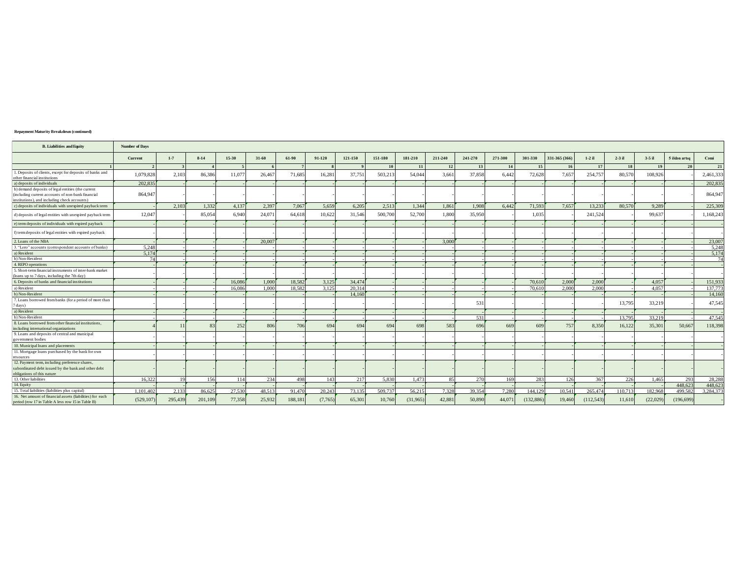**Repayment Maturity Breakdown (continued)**

| B. Liabilities and Equity | Number of Days | | | | | | | | | | | | | | | | | | | |
|---|---|---|---|---|---|---|---|---|---|---|---|---|---|---|---|---|---|---|---|---|
| | Current | 1-7 | 8-14 | 15-30 | 31-60 | 61-90 | 91-120 | 121-150 | 151-180 | 181-210 | 211-240 | 241-270 | 271-300 | 301-330 | 331-365 (366) | 1-2 il | 2-3 il | 3-5 il | 5 ildən artıq | Cəmi |
| 1 | 2 | 3 | 4 | 5 | 6 | 7 | 8 | 9 | 10 | 11 | 12 | 13 | 14 | 15 | 16 | 17 | 18 | 19 | 20 | 21 |
| 1. Deposits of clients, except for deposits of banks and other financial institutions | 1,079,828 | 2,103 | 86,386 | 11,077 | 26,467 | 71,685 | 16,281 | 37,751 | 503,213 | 54,044 | 3,661 | 37,858 | 6,442 | 72,628 | 7,657 | 254,757 | 80,570 | 108,926 | - | 2,461,333 |
| a) deposits of individuals | 202,835 | - | - | - | - | - | - | - | - | - | - | - | - | - | - | - | - | - | - | 202,835 |
| b) demand deposits of legal entities (the current (including current accounts of non-bank financial institutions), and including check accounts) | 864,947 | - | - | - | - | - | - | - | - | - | - | - | - | - | - | - | - | - | - | 864,947 |
| c) deposits of individuals with unexpired payback term | - | 2,103 | 1,332 | 4,137 | 2,397 | 7,067 | 5,659 | 6,205 | 2,513 | 1,344 | 1,861 | 1,908 | 6,442 | 71,593 | 7,657 | 13,233 | 80,570 | 9,289 | - | 225,309 |
| d) deposits of legal entities with unexpired payback term | 12,047 | - | 85,054 | 6,940 | 24,071 | 64,618 | 10,622 | 31,546 | 500,700 | 52,700 | 1,800 | 35,950 | - | 1,035 | - | 241,524 | - | 99,637 | - | 1,168,243 |
| e) term deposits of individuals with expired payback | - | - | - | - | - | - | - | - | - | - | - | - | - | - | - | - | - | - | - | - |
| f) term deposits of legal entities with expired payback | - | - | - | - | - | - | - | - | - | - | - | - | - | - | - | - | - | - | - | - |
| 2. Loans of the NBA | - | - | - | - | 20,007 | - | - | - | - | - | 3,000 | - | - | - | - | - | - | - | - | 23,007 |
| 3. "Loro" accounts (correspondent accounts of banks) | 5,248 | - | - | - | - | - | - | - | - | - | - | - | - | - | - | - | - | - | - | 5,248 |
| a) Resident | 5,174 | - | - | - | - | - | - | - | - | - | - | - | - | - | - | - | - | - | - | 5,174 |
| b) Non-Resident | 74 | - | - | - | - | - | - | - | - | - | - | - | - | - | - | - | - | - | - | 74 |
| 4. REPO operations | - | - | - | - | - | - | - | - | - | - | - | - | - | - | - | - | - | - | - | - |
| 5. Short-term financial instruments of inter-bank market (loans up to 7 days, including the 7th day) | - | - | - | - | - | - | - | - | - | - | - | - | - | - | - | - | - | - | - | - |
| 6. Deposits of banks and financial institutions | - | - | - | 16,086 | 1,000 | 18,582 | 3,125 | 34,474 | - | - | - | - | - | 70,610 | 2,000 | 2,000 | - | 4,057 | - | 151,933 |
| a) Resident | - | - | - | 16,086 | 1,000 | 18,582 | 3,125 | 20,314 | - | - | - | - | - | 70,610 | 2,000 | 2,000 | - | 4,057 | - | 137,773 |
| b) Non-Resident | - | - | - | - | - | - | - | 14,160 | - | - | - | - | - | - | - | - | - | - | - | 14,160 |
| 7. Loans borrowed from banks (for a period of more than 7 days) | - | - | - | - | - | - | - | - | - | - | - | 531 | - | - | - | - | 13,795 | 33,219 | - | 47,545 |
| a) Resident | - | - | - | - | - | - | - | - | - | - | - | - | - | - | - | - | - | - | - | - |
| b) Non-Resident | - | - | - | - | - | - | - | - | - | - | - | 531 | - | - | - | - | 13,795 | 33,219 | - | 47,545 |
| 8. Loans borrowed from other financial institutions, including international organizations | 4 | 11 | 83 | 252 | 806 | 706 | 694 | 694 | 694 | 698 | 583 | 696 | 669 | 609 | 757 | 8,350 | 16,122 | 35,301 | 50,667 | 118,398 |
| 9. Loans and deposits of central and municipal government bodies | - | - | - | - | - | - | - | - | - | - | - | - | - | - | - | - | - | - | - | - |
| 10. Municipal loans and placements | - | - | - | - | - | - | - | - | - | - | - | - | - | - | - | - | - | - | - | - |
| 11. Mortgage loans purchased by the bank for own resources | - | - | - | - | - | - | - | - | - | - | - | - | - | - | - | - | - | - | - | - |
| 12. Payment term, including preference shares, subordinated debt issued by the bank and other debt obligations of this nature | - | - | - | - | - | - | - | - | - | - | - | - | - | - | - | - | - | - | - | - |
| 13. Other liabilities | 16,322 | 19 | 156 | 114 | 234 | 498 | 143 | 217 | 5,830 | 1,473 | 85 | 270 | 169 | 283 | 126 | 367 | 226 | 1,465 | 293 | 28,288 |
| 14. Equity | - | - | - | - | - | - | - | - | - | - | - | - | - | - | - | - | - | - | 448,623 | 448,623 |
| 15. Total liabilities (liabilities plus capital) | 1,101,402 | 2,133 | 86,625 | 27,530 | 48,513 | 91,470 | 20,243 | 73,135 | 509,737 | 56,215 | 7,328 | 39,354 | 7,280 | 144,129 | 10,541 | 265,474 | 110,713 | 182,968 | 499,582 | 3,284,373 |
| 16. Net amount of financial assets (liabilities) for each period (row 17 in Table A less row 15 in Table B) | (529,107) | 295,439 | 201,109 | 77,358 | 25,932 | 188,181 | (7,765) | 65,301 | 10,760 | (31,965) | 42,881 | 50,890 | 44,071 | (132,886) | 19,460 | (112,543) | 11,610 | (22,029) | (196,699) | - |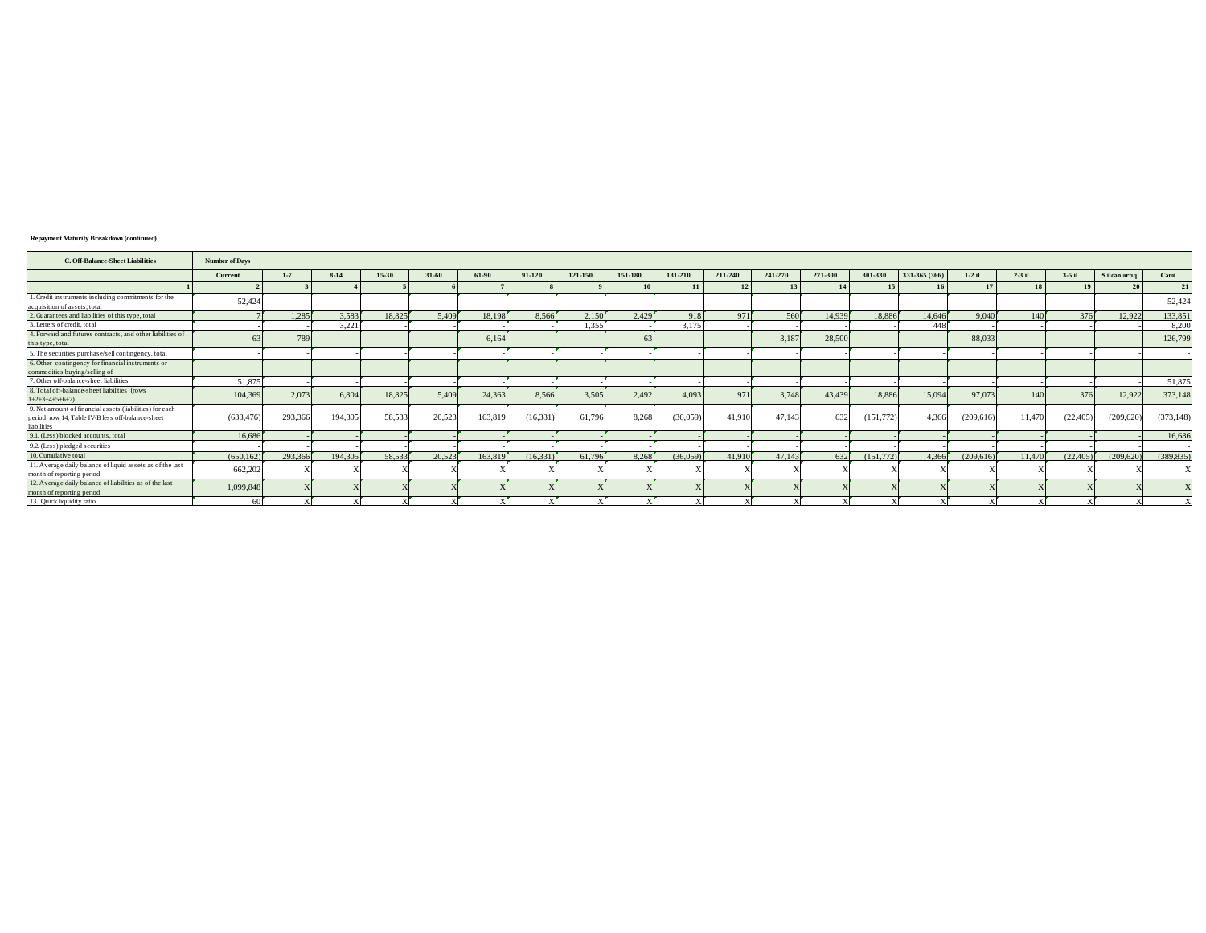**Repayment Maturity Breakdown (continued)**

| C. Off-Balance-Sheet Liabilities | Number of Days | | | | | | | | | | | | | | | | | | | |
|---|---|---|---|---|---|---|---|---|---|---|---|---|---|---|---|---|---|---|---|---|
| | Current | 1-7 | 8-14 | 15-30 | 31-60 | 61-90 | 91-120 | 121-150 | 151-180 | 181-210 | 211-240 | 241-270 | 271-300 | 301-330 | 331-365 (366) | 1-2 il | 2-3 il | 3-5 il | 5 ildən artıq | Cəmi |
| 1 | 2 | 3 | 4 | 5 | 6 | 7 | 8 | 9 | 10 | 11 | 12 | 13 | 14 | 15 | 16 | 17 | 18 | 19 | 20 | 21 |
| 1. Credit instruments including commitments for the acquisition of assets, total | 52,424 | - | - | - | - | - | - | - | - | - | - | - | - | - | - | - | - | - | - | 52,424 |
| 2. Guarantees and liabilities of this type, total | 7 | 1,285 | 3,583 | 18,825 | 5,409 | 18,198 | 8,566 | 2,150 | 2,429 | 918 | 971 | 560 | 14,939 | 18,886 | 14,646 | 9,040 | 140 | 376 | 12,922 | 133,851 |
| 3. Letters of credit, total | - | - | 3,221 | - | - | - | - | 1,355 | - | 3,175 | - | - | - | - | 448 | - | - | - | - | 8,200 |
| 4. Forward and futures contracts, and other liabilities of this type, total | 63 | 789 | - | - | - | 6,164 | - | - | 63 | - | - | 3,187 | 28,500 | - | - | 88,033 | - | - | - | 126,799 |
| 5. The securities purchase/sell contingency, total | - | - | - | - | - | - | - | - | - | - | - | - | - | - | - | - | - | - | - | - |
| 6. Other contingency for financial instruments or commodities buying/selling of | - | - | - | - | - | - | - | - | - | - | - | - | - | - | - | - | - | - | - | - |
| 7. Other off-balance-sheet liabilities | 51,875 | - | - | - | - | - | - | - | - | - | - | - | - | - | - | - | - | - | - | 51,875 |
| 8. Total off-balance-sheet liabilities (rows 1+2+3+4+5+6+7) | 104,369 | 2,073 | 6,804 | 18,825 | 5,409 | 24,363 | 8,566 | 3,505 | 2,492 | 4,093 | 971 | 3,748 | 43,439 | 18,886 | 15,094 | 97,073 | 140 | 376 | 12,922 | 373,148 |
| 9. Net amount of financial assets (liabilities) for each period: row 14, Table IV-B less off-balance-sheet liabilities | (633,476) | 293,366 | 194,305 | 58,533 | 20,523 | 163,819 | (16,331) | 61,796 | 8,268 | (36,059) | 41,910 | 47,143 | 632 | (151,772) | 4,366 | (209,616) | 11,470 | (22,405) | (209,620) | (373,148) |
| 9.1. (Less) blocked accounts, total | 16,686 | - | - | - | - | - | - | - | - | - | - | - | - | - | - | - | - | - | - | 16,686 |
| 9.2. (Less) pledged securities | - | - | - | - | - | - | - | - | - | - | - | - | - | - | - | - | - | - | - | - |
| 10. Cumulative total | (650,162) | 293,366 | 194,305 | 58,533 | 20,523 | 163,819 | (16,331) | 61,796 | 8,268 | (36,059) | 41,910 | 47,143 | 632 | (151,772) | 4,366 | (209,616) | 11,470 | (22,405) | (209,620) | (389,835) |
| 11. Average daily balance of liquid assets as of the last month of reporting period | 662,202 | X | X | X | X | X | X | X | X | X | X | X | X | X | X | X | X | X | X | X |
| 12. Average daily balance of liabilities as of the last month of reporting period | 1,099,848 | X | X | X | X | X | X | X | X | X | X | X | X | X | X | X | X | X | X | X |
| 13. Quick liquidity ratio | 60 | X | X | X | X | X | X | X | X | X | X | X | X | X | X | X | X | X | X | X |